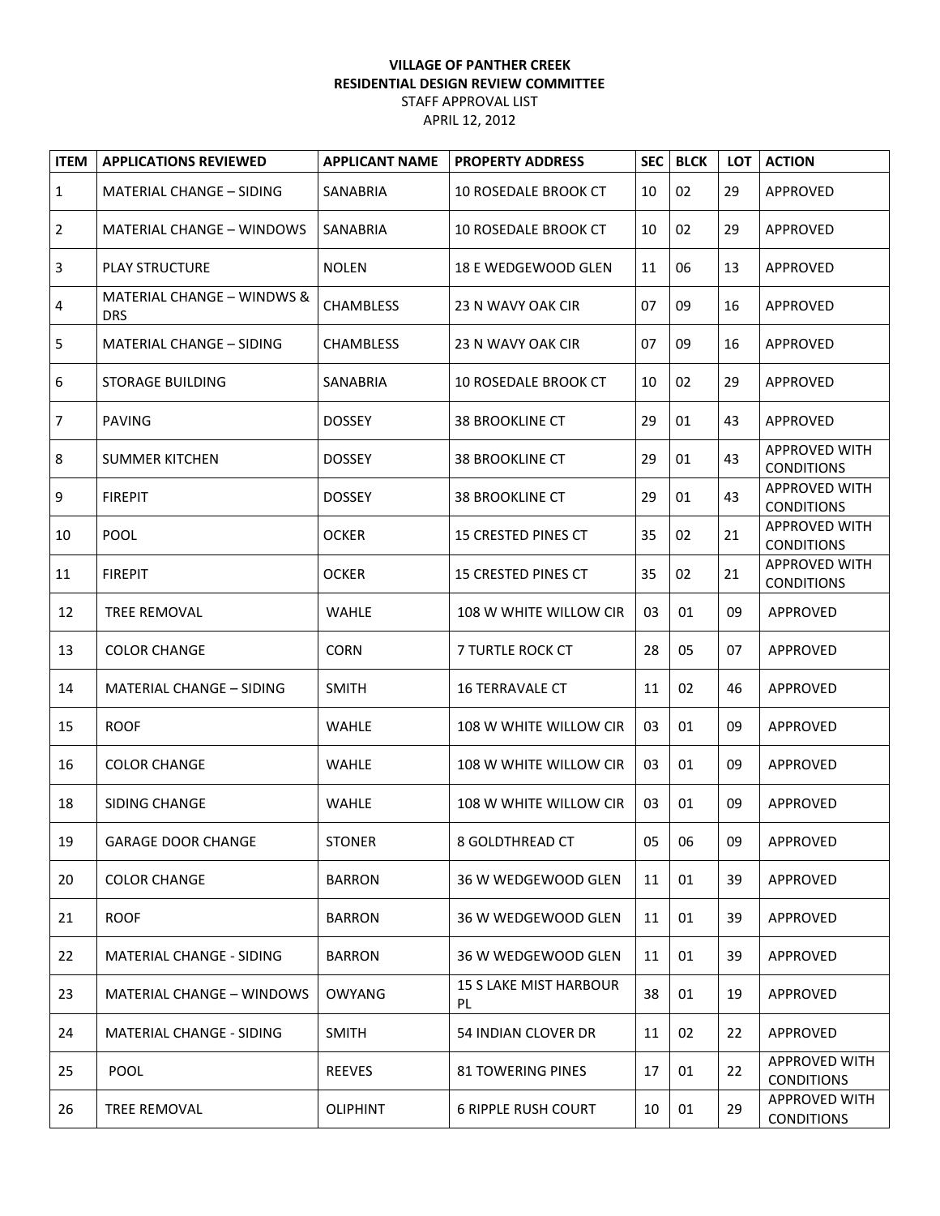**VILLAGE OF PANTHER CREEK**
**RESIDENTIAL DESIGN REVIEW COMMITTEE**
STAFF APPROVAL LIST
APRIL 12, 2012

| ITEM | APPLICATIONS REVIEWED | APPLICANT NAME | PROPERTY ADDRESS | SEC | BLCK | LOT | ACTION |
|---|---|---|---|---|---|---|---|
| 1 | MATERIAL CHANGE – SIDING | SANABRIA | 10 ROSEDALE BROOK CT | 10 | 02 | 29 | APPROVED |
| 2 | MATERIAL CHANGE – WINDOWS | SANABRIA | 10 ROSEDALE BROOK CT | 10 | 02 | 29 | APPROVED |
| 3 | PLAY STRUCTURE | NOLEN | 18 E WEDGEWOOD GLEN | 11 | 06 | 13 | APPROVED |
| 4 | MATERIAL CHANGE – WINDWS & DRS | CHAMBLESS | 23 N WAVY OAK CIR | 07 | 09 | 16 | APPROVED |
| 5 | MATERIAL CHANGE – SIDING | CHAMBLESS | 23 N WAVY OAK CIR | 07 | 09 | 16 | APPROVED |
| 6 | STORAGE BUILDING | SANABRIA | 10 ROSEDALE BROOK CT | 10 | 02 | 29 | APPROVED |
| 7 | PAVING | DOSSEY | 38 BROOKLINE CT | 29 | 01 | 43 | APPROVED |
| 8 | SUMMER KITCHEN | DOSSEY | 38 BROOKLINE CT | 29 | 01 | 43 | APPROVED WITH CONDITIONS |
| 9 | FIREPIT | DOSSEY | 38 BROOKLINE CT | 29 | 01 | 43 | APPROVED WITH CONDITIONS |
| 10 | POOL | OCKER | 15 CRESTED PINES CT | 35 | 02 | 21 | APPROVED WITH CONDITIONS |
| 11 | FIREPIT | OCKER | 15 CRESTED PINES CT | 35 | 02 | 21 | APPROVED WITH CONDITIONS |
| 12 | TREE REMOVAL | WAHLE | 108 W WHITE WILLOW CIR | 03 | 01 | 09 | APPROVED |
| 13 | COLOR CHANGE | CORN | 7 TURTLE ROCK CT | 28 | 05 | 07 | APPROVED |
| 14 | MATERIAL CHANGE – SIDING | SMITH | 16 TERRAVALE CT | 11 | 02 | 46 | APPROVED |
| 15 | ROOF | WAHLE | 108 W WHITE WILLOW CIR | 03 | 01 | 09 | APPROVED |
| 16 | COLOR CHANGE | WAHLE | 108 W WHITE WILLOW CIR | 03 | 01 | 09 | APPROVED |
| 18 | SIDING CHANGE | WAHLE | 108 W WHITE WILLOW CIR | 03 | 01 | 09 | APPROVED |
| 19 | GARAGE DOOR CHANGE | STONER | 8 GOLDTHREAD CT | 05 | 06 | 09 | APPROVED |
| 20 | COLOR CHANGE | BARRON | 36 W WEDGEWOOD GLEN | 11 | 01 | 39 | APPROVED |
| 21 | ROOF | BARRON | 36 W WEDGEWOOD GLEN | 11 | 01 | 39 | APPROVED |
| 22 | MATERIAL CHANGE - SIDING | BARRON | 36 W WEDGEWOOD GLEN | 11 | 01 | 39 | APPROVED |
| 23 | MATERIAL CHANGE – WINDOWS | OWYANG | 15 S LAKE MIST HARBOUR PL | 38 | 01 | 19 | APPROVED |
| 24 | MATERIAL CHANGE - SIDING | SMITH | 54 INDIAN CLOVER DR | 11 | 02 | 22 | APPROVED |
| 25 | POOL | REEVES | 81 TOWERING PINES | 17 | 01 | 22 | APPROVED WITH CONDITIONS |
| 26 | TREE REMOVAL | OLIPHINT | 6 RIPPLE RUSH COURT | 10 | 01 | 29 | APPROVED WITH CONDITIONS |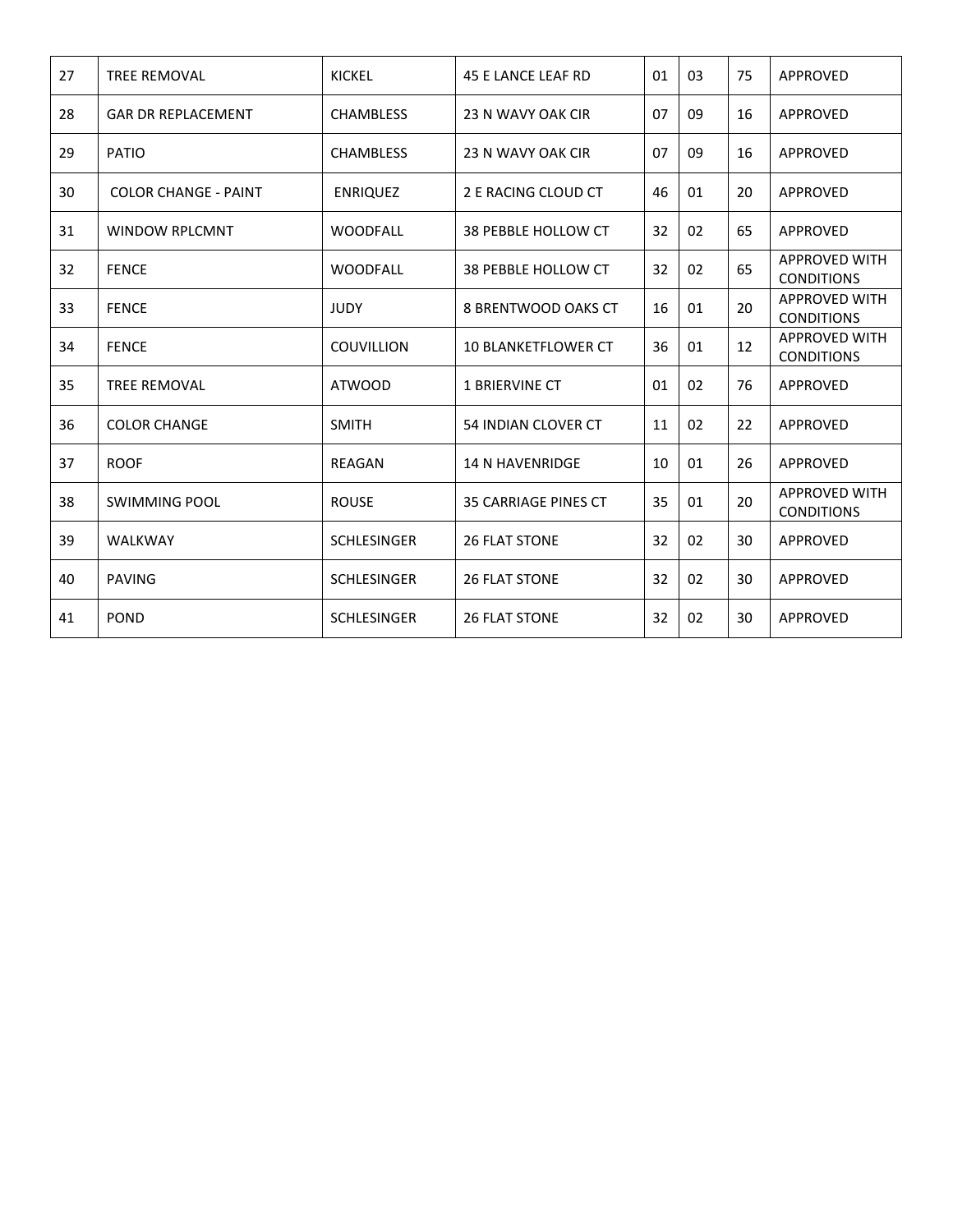| | | | | | | | |
|---|---|---|---|---|---|---|---|
| 27 | TREE REMOVAL | KICKEL | 45 E LANCE LEAF RD | 01 | 03 | 75 | APPROVED |
| 28 | GAR DR REPLACEMENT | CHAMBLESS | 23 N WAVY OAK CIR | 07 | 09 | 16 | APPROVED |
| 29 | PATIO | CHAMBLESS | 23 N WAVY OAK CIR | 07 | 09 | 16 | APPROVED |
| 30 | COLOR CHANGE - PAINT | ENRIQUEZ | 2 E RACING CLOUD CT | 46 | 01 | 20 | APPROVED |
| 31 | WINDOW RPLCMNT | WOODFALL | 38 PEBBLE HOLLOW CT | 32 | 02 | 65 | APPROVED |
| 32 | FENCE | WOODFALL | 38 PEBBLE HOLLOW CT | 32 | 02 | 65 | APPROVED WITH CONDITIONS |
| 33 | FENCE | JUDY | 8 BRENTWOOD OAKS CT | 16 | 01 | 20 | APPROVED WITH CONDITIONS |
| 34 | FENCE | COUVILLION | 10 BLANKETFLOWER CT | 36 | 01 | 12 | APPROVED WITH CONDITIONS |
| 35 | TREE REMOVAL | ATWOOD | 1 BRIERVINE CT | 01 | 02 | 76 | APPROVED |
| 36 | COLOR CHANGE | SMITH | 54 INDIAN CLOVER CT | 11 | 02 | 22 | APPROVED |
| 37 | ROOF | REAGAN | 14 N HAVENRIDGE | 10 | 01 | 26 | APPROVED |
| 38 | SWIMMING POOL | ROUSE | 35 CARRIAGE PINES CT | 35 | 01 | 20 | APPROVED WITH CONDITIONS |
| 39 | WALKWAY | SCHLESINGER | 26 FLAT STONE | 32 | 02 | 30 | APPROVED |
| 40 | PAVING | SCHLESINGER | 26 FLAT STONE | 32 | 02 | 30 | APPROVED |
| 41 | POND | SCHLESINGER | 26 FLAT STONE | 32 | 02 | 30 | APPROVED |